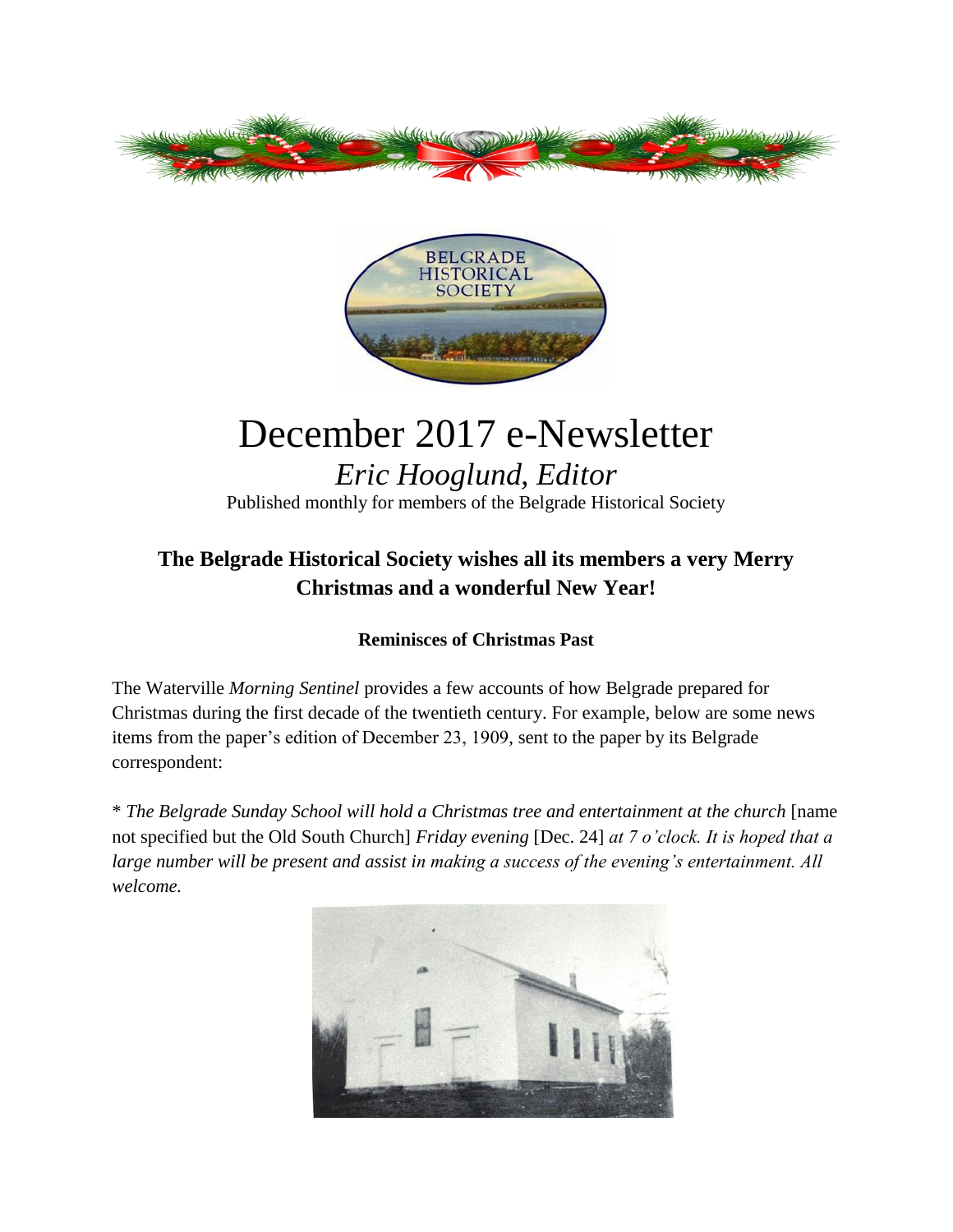# December 2017 e-Newsletter

*Eric Hooglund, Editor*

Published monthly for members of the Belgrade Historical Society

## The Belgrade Historical Society wishes all its members a very Merry Christmas and a wonderful New Year!

### Reminisces of Christmas Past

The Waterville *Morning Sentinel* provides a few accounts of how Belgrade prepared for Christmas during the first decade of the twentieth century. For example, below are some news items from the paper's edition of December 23, 1909, sent to the paper by its Belgrade correspondent:

\* *The Belgrade Sunday School will hold a Christmas tree and entertainment at the church* [name not specified but the Old South Church] *Friday evening* [Dec. 24] *at 7 o'clock. It is hoped that a large number will be present and assist in making a success of the evening's entertainment. All welcome.*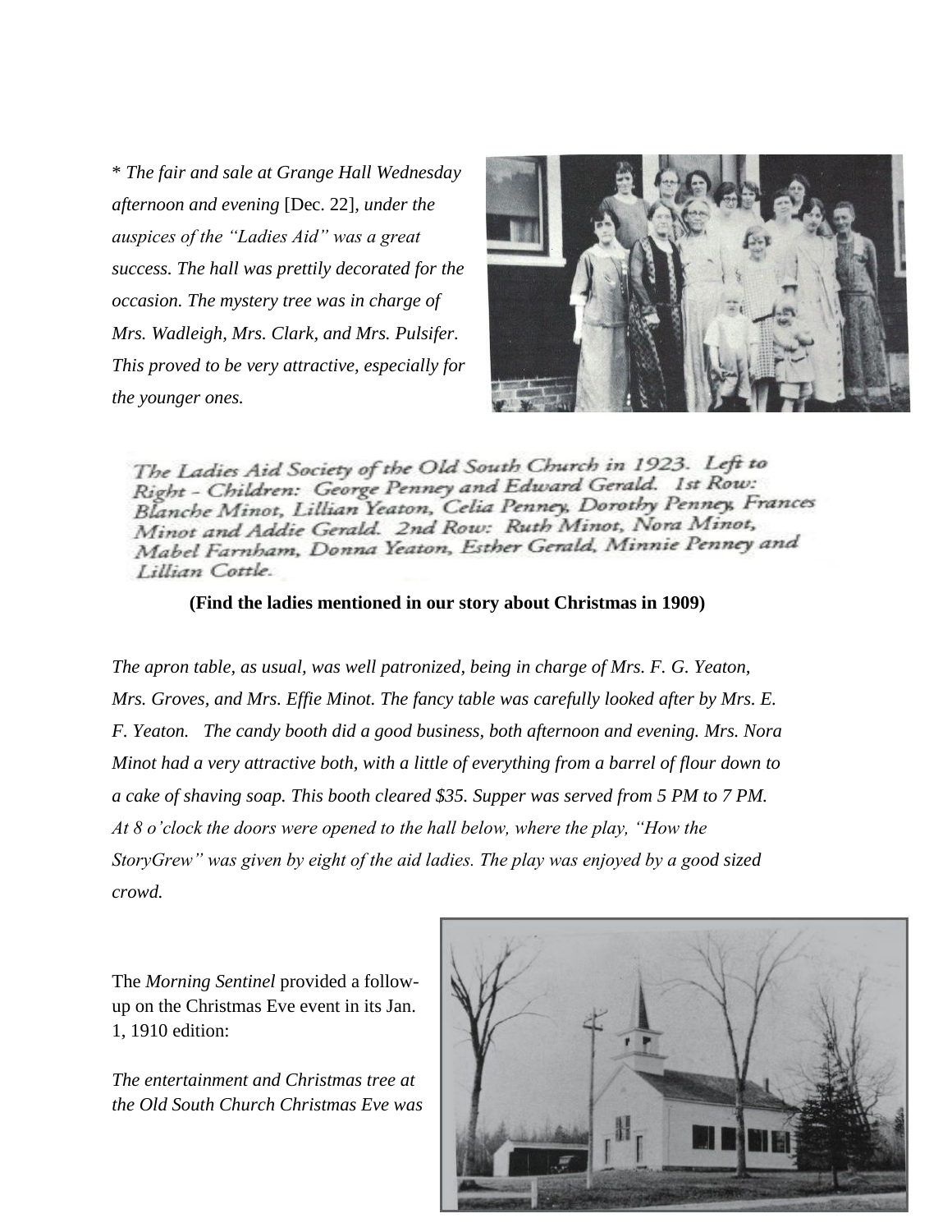* *The fair and sale at Grange Hall Wednesday afternoon and evening* [Dec. 22], *under the auspices of the "Ladies Aid" was a great success. The hall was prettily decorated for the occasion. The mystery tree was in charge of Mrs. Wadleigh, Mrs. Clark, and Mrs. Pulsifer. This proved to be very attractive, especially for the younger ones.*

*The Ladies Aid Society of the Old South Church in 1923. Left to Right - Children: George Penney and Edward Gerald. 1st Row: Blanche Minot, Lillian Yeaton, Celia Penney, Dorothy Penney, Frances Minot and Addie Gerald. 2nd Row: Ruth Minot, Nora Minot, Mabel Farnham, Donna Yeaton, Esther Gerald, Minnie Penney and Lillian Cottle.*

**(Find the ladies mentioned in our story about Christmas in 1909)**

*The apron table, as usual, was well patronized, being in charge of Mrs. F. G. Yeaton, Mrs. Groves, and Mrs. Effie Minot. The fancy table was carefully looked after by Mrs. E. F. Yeaton. The candy booth did a good business, both afternoon and evening. Mrs. Nora Minot had a very attractive both, with a little of everything from a barrel of flour down to a cake of shaving soap. This booth cleared $35. Supper was served from 5 PM to 7 PM. At 8 o'clock the doors were opened to the hall below, where the play, "How the StoryGrew" was given by eight of the aid ladies. The play was enjoyed by a good sized crowd.*

The *Morning Sentinel* provided a follow-up on the Christmas Eve event in its Jan. 1, 1910 edition:

*The entertainment and Christmas tree at the Old South Church Christmas Eve was*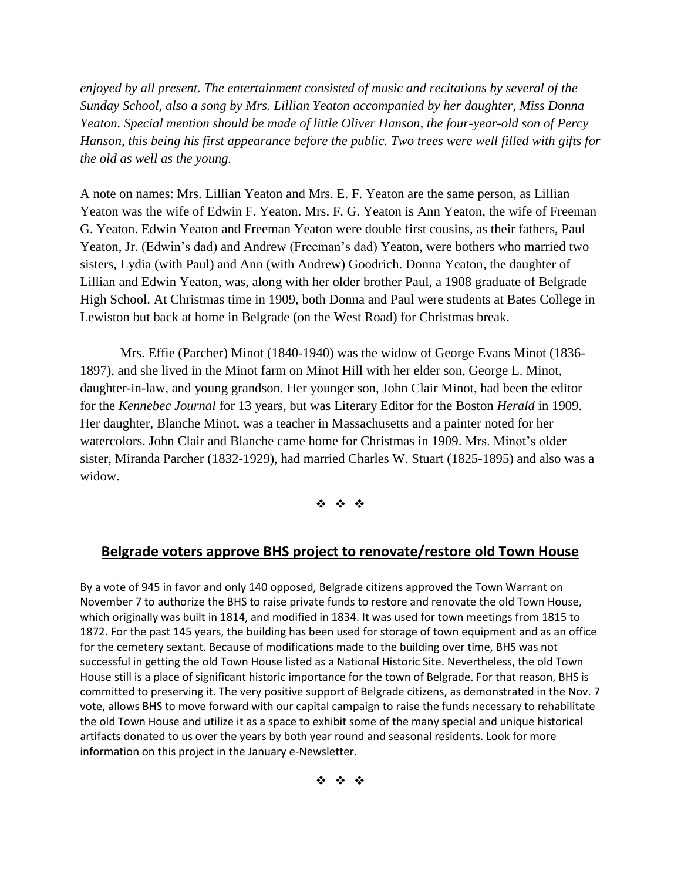*enjoyed by all present. The entertainment consisted of music and recitations by several of the Sunday School, also a song by Mrs. Lillian Yeaton accompanied by her daughter, Miss Donna Yeaton. Special mention should be made of little Oliver Hanson, the four-year-old son of Percy Hanson, this being his first appearance before the public. Two trees were well filled with gifts for the old as well as the young.*

A note on names: Mrs. Lillian Yeaton and Mrs. E. F. Yeaton are the same person, as Lillian Yeaton was the wife of Edwin F. Yeaton. Mrs. F. G. Yeaton is Ann Yeaton, the wife of Freeman G. Yeaton. Edwin Yeaton and Freeman Yeaton were double first cousins, as their fathers, Paul Yeaton, Jr. (Edwin's dad) and Andrew (Freeman's dad) Yeaton, were bothers who married two sisters, Lydia (with Paul) and Ann (with Andrew) Goodrich. Donna Yeaton, the daughter of Lillian and Edwin Yeaton, was, along with her older brother Paul, a 1908 graduate of Belgrade High School. At Christmas time in 1909, both Donna and Paul were students at Bates College in Lewiston but back at home in Belgrade (on the West Road) for Christmas break.

Mrs. Effie (Parcher) Minot (1840-1940) was the widow of George Evans Minot (1836-1897), and she lived in the Minot farm on Minot Hill with her elder son, George L. Minot, daughter-in-law, and young grandson. Her younger son, John Clair Minot, had been the editor for the *Kennebec Journal* for 13 years, but was Literary Editor for the Boston *Herald* in 1909. Her daughter, Blanche Minot, was a teacher in Massachusetts and a painter noted for her watercolors. John Clair and Blanche came home for Christmas in 1909. Mrs. Minot's older sister, Miranda Parcher (1832-1929), had married Charles W. Stuart (1825-1895) and also was a widow.

❖ ❖ ❖

## Belgrade voters approve BHS project to renovate/restore old Town House

By a vote of 945 in favor and only 140 opposed, Belgrade citizens approved the Town Warrant on November 7 to authorize the BHS to raise private funds to restore and renovate the old Town House, which originally was built in 1814, and modified in 1834. It was used for town meetings from 1815 to 1872. For the past 145 years, the building has been used for storage of town equipment and as an office for the cemetery sextant. Because of modifications made to the building over time, BHS was not successful in getting the old Town House listed as a National Historic Site. Nevertheless, the old Town House still is a place of significant historic importance for the town of Belgrade. For that reason, BHS is committed to preserving it. The very positive support of Belgrade citizens, as demonstrated in the Nov. 7 vote, allows BHS to move forward with our capital campaign to raise the funds necessary to rehabilitate the old Town House and utilize it as a space to exhibit some of the many special and unique historical artifacts donated to us over the years by both year round and seasonal residents. Look for more information on this project in the January e-Newsletter.

❖ ❖ ❖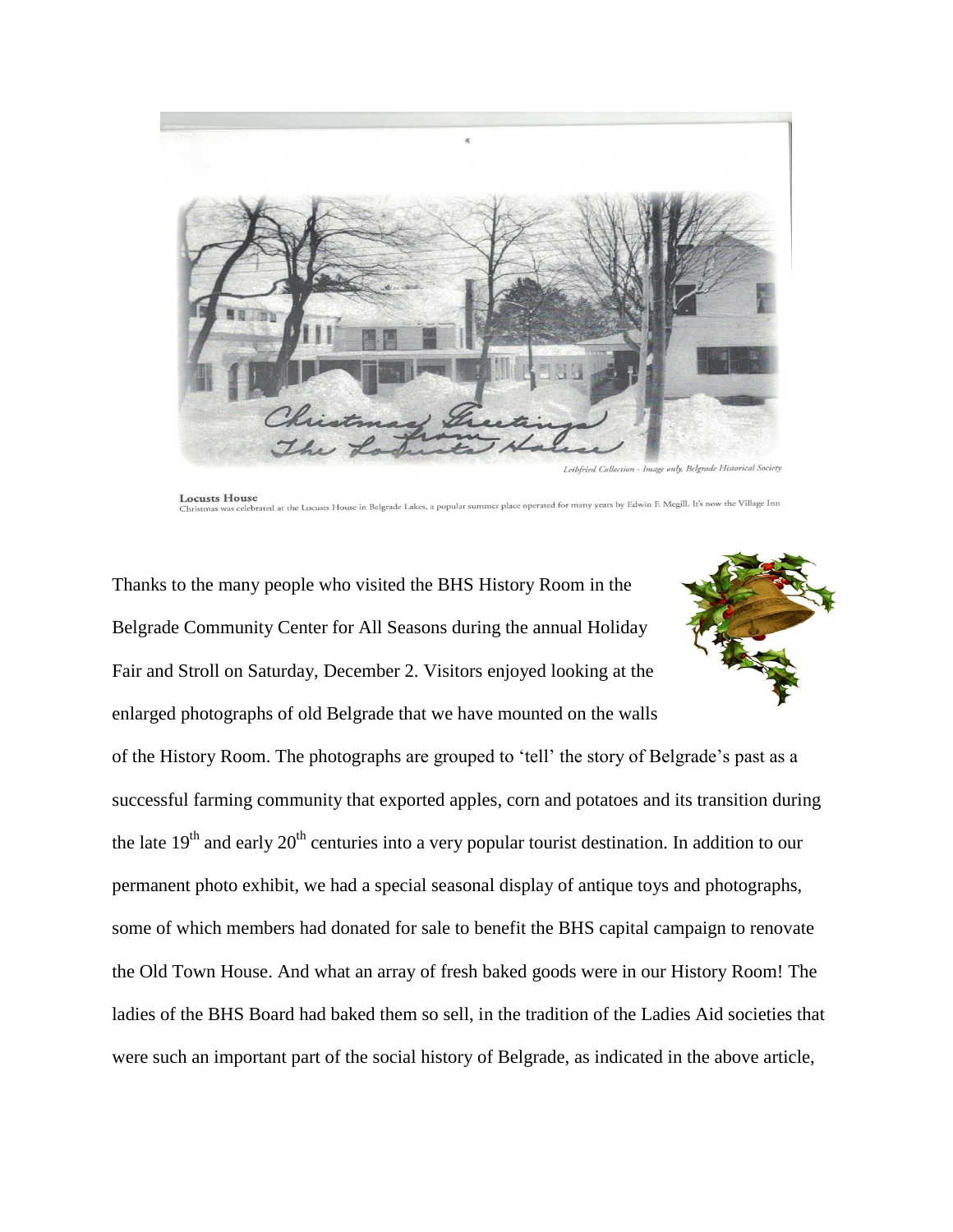Christmas Greetings from The Locusts House

*Leibfried Collection - Image only, Belgrade Historical Society*

**Locusts House**
Christmas was celebrated at the Locusts House in Belgrade Lakes, a popular summer place operated for many years by Edwin F. Megill. It's now the Village Inn

Thanks to the many people who visited the BHS History Room in the Belgrade Community Center for All Seasons during the annual Holiday Fair and Stroll on Saturday, December 2. Visitors enjoyed looking at the enlarged photographs of old Belgrade that we have mounted on the walls of the History Room. The photographs are grouped to 'tell' the story of Belgrade's past as a successful farming community that exported apples, corn and potatoes and its transition during the late 19th and early 20th centuries into a very popular tourist destination. In addition to our permanent photo exhibit, we had a special seasonal display of antique toys and photographs, some of which members had donated for sale to benefit the BHS capital campaign to renovate the Old Town House. And what an array of fresh baked goods were in our History Room! The ladies of the BHS Board had baked them so sell, in the tradition of the Ladies Aid societies that were such an important part of the social history of Belgrade, as indicated in the above article,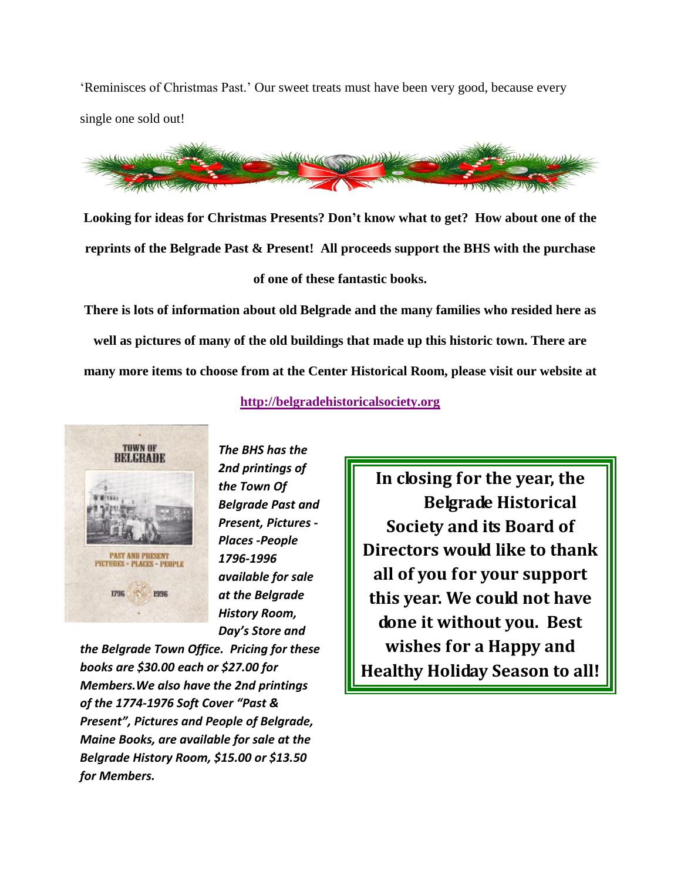'Reminisces of Christmas Past.' Our sweet treats must have been very good, because every single one sold out!

**Looking for ideas for Christmas Presents? Don't know what to get? How about one of the reprints of the Belgrade Past & Present! All proceeds support the BHS with the purchase of one of these fantastic books.**

**There is lots of information about old Belgrade and the many families who resided here as well as pictures of many of the old buildings that made up this historic town. There are many more items to choose from at the Center Historical Room, please visit our website at**

**http://belgradehistoricalsociety.org**

***The BHS has the 2nd printings of the Town Of Belgrade Past and Present, Pictures - Places -People 1796-1996 available for sale at the Belgrade History Room, Day's Store and the Belgrade Town Office. Pricing for these books are $30.00 each or $27.00 for Members.We also have the 2nd printings of the 1774-1976 Soft Cover "Past & Present", Pictures and People of Belgrade, Maine Books, are available for sale at the Belgrade History Room, $15.00 or $13.50 for Members.***

**In closing for the year, the Belgrade Historical Society and its Board of Directors would like to thank all of you for your support this year. We could not have done it without you. Best wishes for a Happy and Healthy Holiday Season to all!**